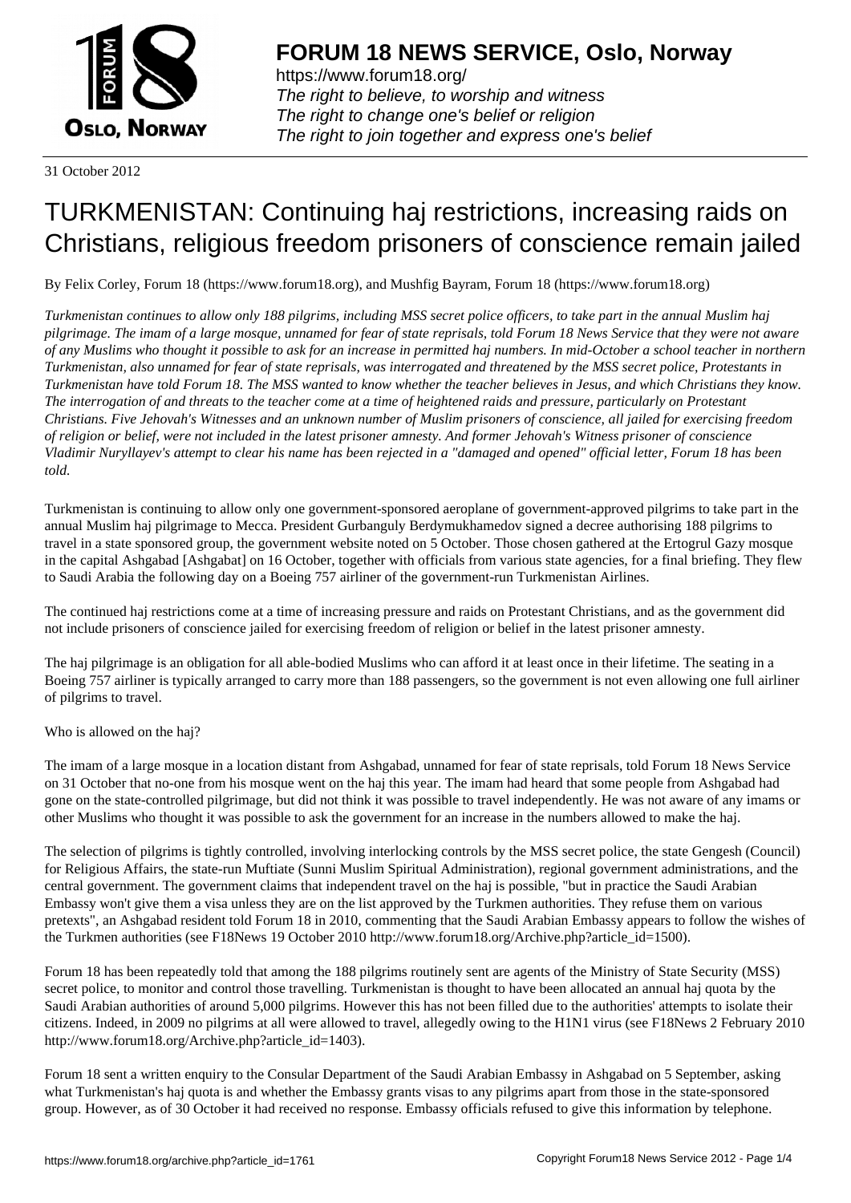**FORUM 18 NEWS SERVICE, Oslo, Norway**

https://www.forum18.org/
*The right to believe, to worship and witness*
*The right to change one's belief or religion*
*The right to join together and express one's belief*

31 October 2012

# TURKMENISTAN: Continuing haj restrictions, increasing raids on Christians, religious freedom prisoners of conscience remain jailed

By Felix Corley, Forum 18 (https://www.forum18.org), and Mushfig Bayram, Forum 18 (https://www.forum18.org)

*Turkmenistan continues to allow only 188 pilgrims, including MSS secret police officers, to take part in the annual Muslim haj pilgrimage. The imam of a large mosque, unnamed for fear of state reprisals, told Forum 18 News Service that they were not aware of any Muslims who thought it possible to ask for an increase in permitted haj numbers. In mid-October a school teacher in northern Turkmenistan, also unnamed for fear of state reprisals, was interrogated and threatened by the MSS secret police, Protestants in Turkmenistan have told Forum 18. The MSS wanted to know whether the teacher believes in Jesus, and which Christians they know. The interrogation of and threats to the teacher come at a time of heightened raids and pressure, particularly on Protestant Christians. Five Jehovah's Witnesses and an unknown number of Muslim prisoners of conscience, all jailed for exercising freedom of religion or belief, were not included in the latest prisoner amnesty. And former Jehovah's Witness prisoner of conscience Vladimir Nuryllayev's attempt to clear his name has been rejected in a "damaged and opened" official letter, Forum 18 has been told.*

Turkmenistan is continuing to allow only one government-sponsored aeroplane of government-approved pilgrims to take part in the annual Muslim haj pilgrimage to Mecca. President Gurbanguly Berdymukhamedov signed a decree authorising 188 pilgrims to travel in a state sponsored group, the government website noted on 5 October. Those chosen gathered at the Ertogrul Gazy mosque in the capital Ashgabad [Asgabat] on 16 October, together with officials from various state agencies, for a final briefing. They flew to Saudi Arabia the following day on a Boeing 757 airliner of the government-run Turkmenistan Airlines.

The continued haj restrictions come at a time of increasing pressure and raids on Protestant Christians, and as the government did not include prisoners of conscience jailed for exercising freedom of religion or belief in the latest prisoner amnesty.

The haj pilgrimage is an obligation for all able-bodied Muslims who can afford it at least once in their lifetime. The seating in a Boeing 757 airliner is typically arranged to carry more than 188 passengers, so the government is not even allowing one full airliner of pilgrims to travel.

Who is allowed on the haj?

The imam of a large mosque in a location distant from Ashgabad, unnamed for fear of state reprisals, told Forum 18 News Service on 31 October that no-one from his mosque went on the haj this year. The imam had heard that some people from Ashgabad had gone on the state-controlled pilgrimage, but did not think it was possible to travel independently. He was not aware of any imams or other Muslims who thought it was possible to ask the government for an increase in the numbers allowed to make the haj.

The selection of pilgrims is tightly controlled, involving interlocking controls by the MSS secret police, the state Gengesh (Council) for Religious Affairs, the state-run Muftiate (Sunni Muslim Spiritual Administration), regional government administrations, and the central government. The government claims that independent travel on the haj is possible, "but in practice the Saudi Arabian Embassy won't give them a visa unless they are on the list approved by the Turkmen authorities. They refuse them on various pretexts", an Ashgabad resident told Forum 18 in 2010, commenting that the Saudi Arabian Embassy appears to follow the wishes of the Turkmen authorities (see F18News 19 October 2010 http://www.forum18.org/Archive.php?article_id=1500).

Forum 18 has been repeatedly told that among the 188 pilgrims routinely sent are agents of the Ministry of State Security (MSS) secret police, to monitor and control those travelling. Turkmenistan is thought to have been allocated an annual haj quota by the Saudi Arabian authorities of around 5,000 pilgrims. However this has not been filled due to the authorities' attempts to isolate their citizens. Indeed, in 2009 no pilgrims at all were allowed to travel, allegedly owing to the H1N1 virus (see F18News 2 February 2010 http://www.forum18.org/Archive.php?article_id=1403).

Forum 18 sent a written enquiry to the Consular Department of the Saudi Arabian Embassy in Ashgabad on 5 September, asking what Turkmenistan's haj quota is and whether the Embassy grants visas to any pilgrims apart from those in the state-sponsored group. However, as of 30 October it had received no response. Embassy officials refused to give this information by telephone.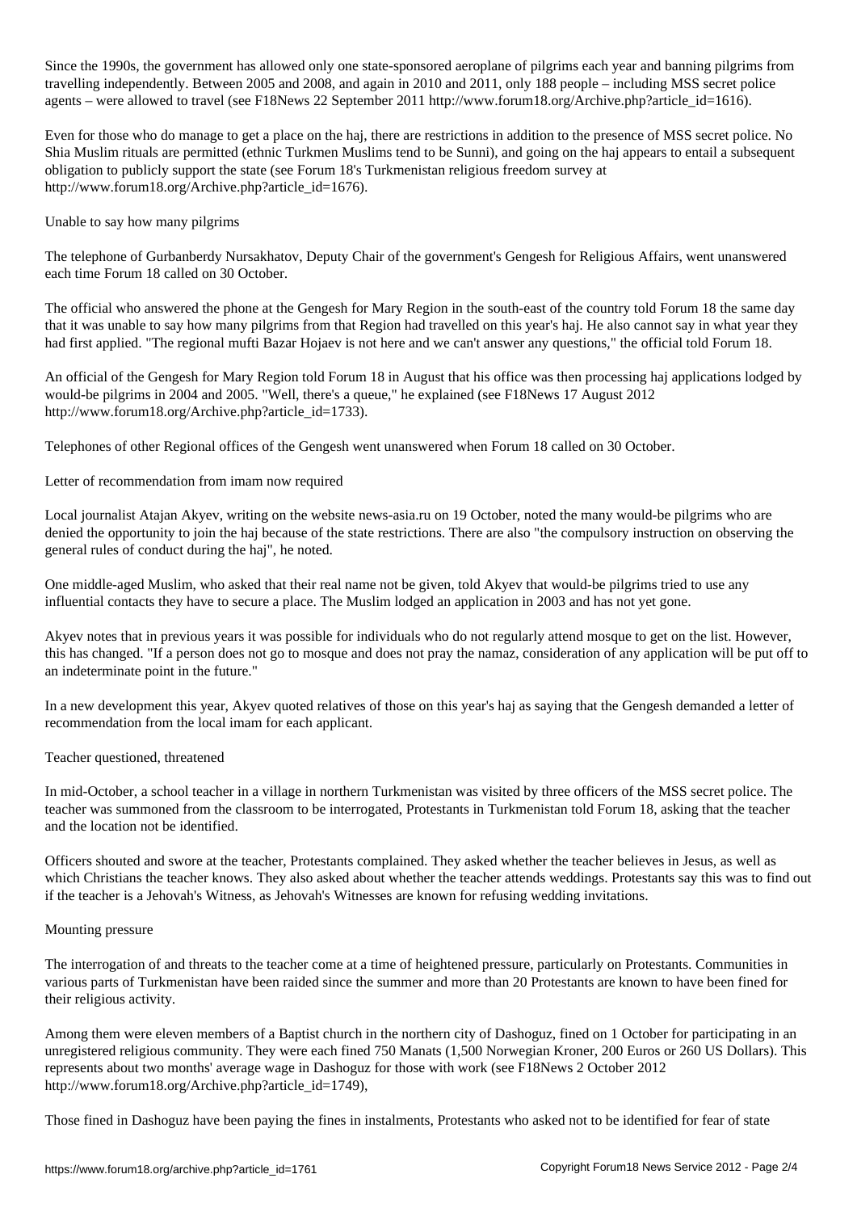Since the 1990s, the government has allowed only one state-sponsored aeroplane of pilgrims each year and banning pilgrims from travelling independently. Between 2005 and 2008, and again in 2010 and 2011, only 188 people – including MSS secret police agents – were allowed to travel (see F18News 22 September 2011 http://www.forum18.org/Archive.php?article_id=1616).

Even for those who do manage to get a place on the haj, there are restrictions in addition to the presence of MSS secret police. No Shia Muslim rituals are permitted (ethnic Turkmen Muslims tend to be Sunni), and going on the haj appears to entail a subsequent obligation to publicly support the state (see Forum 18's Turkmenistan religious freedom survey at http://www.forum18.org/Archive.php?article_id=1676).

## Unable to say how many pilgrims

The telephone of Gurbanberdy Nursakhatov, Deputy Chair of the government's Gengesh for Religious Affairs, went unanswered each time Forum 18 called on 30 October.

The official who answered the phone at the Gengesh for Mary Region in the south-east of the country told Forum 18 the same day that it was unable to say how many pilgrims from that Region had travelled on this year's haj. He also cannot say in what year they had first applied. "The regional mufti Bazar Hojaev is not here and we can't answer any questions," the official told Forum 18.

An official of the Gengesh for Mary Region told Forum 18 in August that his office was then processing haj applications lodged by would-be pilgrims in 2004 and 2005. "Well, there's a queue," he explained (see F18News 17 August 2012 http://www.forum18.org/Archive.php?article_id=1733).

Telephones of other Regional offices of the Gengesh went unanswered when Forum 18 called on 30 October.

## Letter of recommendation from imam now required

Local journalist Atajan Akyev, writing on the website news-asia.ru on 19 October, noted the many would-be pilgrims who are denied the opportunity to join the haj because of the state restrictions. There are also "the compulsory instruction on observing the general rules of conduct during the haj", he noted.

One middle-aged Muslim, who asked that their real name not be given, told Akyev that would-be pilgrims tried to use any influential contacts they have to secure a place. The Muslim lodged an application in 2003 and has not yet gone.

Akyev notes that in previous years it was possible for individuals who do not regularly attend mosque to get on the list. However, this has changed. "If a person does not go to mosque and does not pray the namaz, consideration of any application will be put off to an indeterminate point in the future."

In a new development this year, Akyev quoted relatives of those on this year's haj as saying that the Gengesh demanded a letter of recommendation from the local imam for each applicant.

## Teacher questioned, threatened

In mid-October, a school teacher in a village in northern Turkmenistan was visited by three officers of the MSS secret police. The teacher was summoned from the classroom to be interrogated, Protestants in Turkmenistan told Forum 18, asking that the teacher and the location not be identified.

Officers shouted and swore at the teacher, Protestants complained. They asked whether the teacher believes in Jesus, as well as which Christians the teacher knows. They also asked about whether the teacher attends weddings. Protestants say this was to find out if the teacher is a Jehovah's Witness, as Jehovah's Witnesses are known for refusing wedding invitations.

## Mounting pressure

The interrogation of and threats to the teacher come at a time of heightened pressure, particularly on Protestants. Communities in various parts of Turkmenistan have been raided since the summer and more than 20 Protestants are known to have been fined for their religious activity.

Among them were eleven members of a Baptist church in the northern city of Dashoguz, fined on 1 October for participating in an unregistered religious community. They were each fined 750 Manats (1,500 Norwegian Kroner, 200 Euros or 260 US Dollars). This represents about two months' average wage in Dashoguz for those with work (see F18News 2 October 2012 http://www.forum18.org/Archive.php?article_id=1749),

Those fined in Dashoguz have been paying the fines in instalments, Protestants who asked not to be identified for fear of state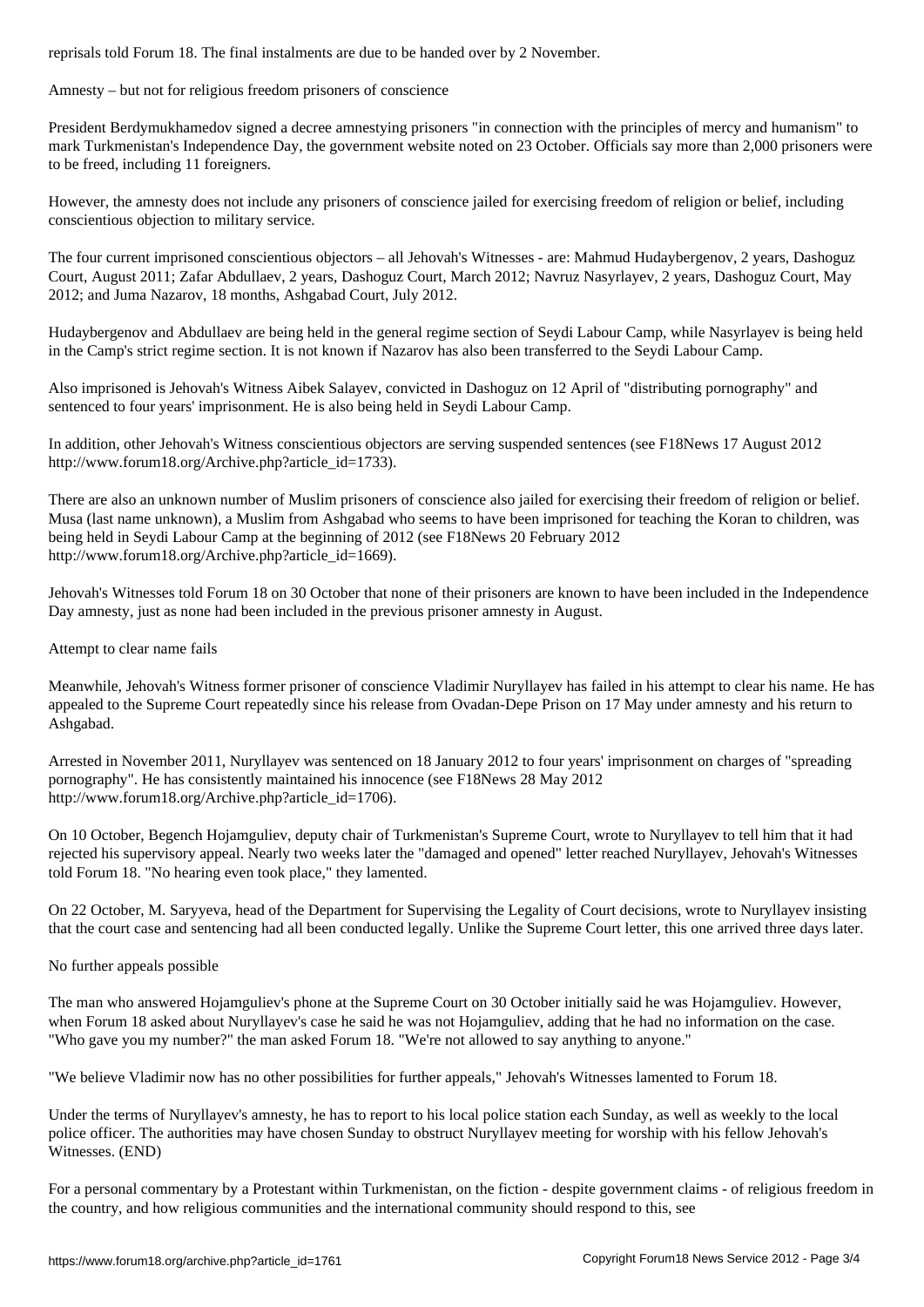reprisals told Forum 18. The final instalments are due to be handed over by 2 November.

## Amnesty – but not for religious freedom prisoners of conscience

President Berdymukhamedov signed a decree amnestying prisoners "in connection with the principles of mercy and humanism" to mark Turkmenistan's Independence Day, the government website noted on 23 October. Officials say more than 2,000 prisoners were to be freed, including 11 foreigners.

However, the amnesty does not include any prisoners of conscience jailed for exercising freedom of religion or belief, including conscientious objection to military service.

The four current imprisoned conscientious objectors – all Jehovah's Witnesses - are: Mahmud Hudaybergenov, 2 years, Dashoguz Court, August 2011; Zafar Abdullaev, 2 years, Dashoguz Court, March 2012; Navruz Nasyrlayev, 2 years, Dashoguz Court, May 2012; and Juma Nazarov, 18 months, Ashgabad Court, July 2012.

Hudaybergenov and Abdullaev are being held in the general regime section of Seydi Labour Camp, while Nasyrlayev is being held in the Camp's strict regime section. It is not known if Nazarov has also been transferred to the Seydi Labour Camp.

Also imprisoned is Jehovah's Witness Aibek Salayev, convicted in Dashoguz on 12 April of "distributing pornography" and sentenced to four years' imprisonment. He is also being held in Seydi Labour Camp.

In addition, other Jehovah's Witness conscientious objectors are serving suspended sentences (see F18News 17 August 2012 http://www.forum18.org/Archive.php?article_id=1733).

There are also an unknown number of Muslim prisoners of conscience also jailed for exercising their freedom of religion or belief. Musa (last name unknown), a Muslim from Ashgabad who seems to have been imprisoned for teaching the Koran to children, was being held in Seydi Labour Camp at the beginning of 2012 (see F18News 20 February 2012 http://www.forum18.org/Archive.php?article_id=1669).

Jehovah's Witnesses told Forum 18 on 30 October that none of their prisoners are known to have been included in the Independence Day amnesty, just as none had been included in the previous prisoner amnesty in August.

## Attempt to clear name fails

Meanwhile, Jehovah's Witness former prisoner of conscience Vladimir Nuryllayev has failed in his attempt to clear his name. He has appealed to the Supreme Court repeatedly since his release from Ovadan-Depe Prison on 17 May under amnesty and his return to Ashgabad.

Arrested in November 2011, Nuryllayev was sentenced on 18 January 2012 to four years' imprisonment on charges of "spreading pornography". He has consistently maintained his innocence (see F18News 28 May 2012 http://www.forum18.org/Archive.php?article_id=1706).

On 10 October, Begench Hojamguliev, deputy chair of Turkmenistan's Supreme Court, wrote to Nuryllayev to tell him that it had rejected his supervisory appeal. Nearly two weeks later the "damaged and opened" letter reached Nuryllayev, Jehovah's Witnesses told Forum 18. "No hearing even took place," they lamented.

On 22 October, M. Saryyeva, head of the Department for Supervising the Legality of Court decisions, wrote to Nuryllayev insisting that the court case and sentencing had all been conducted legally. Unlike the Supreme Court letter, this one arrived three days later.

## No further appeals possible

The man who answered Hojamguliev's phone at the Supreme Court on 30 October initially said he was Hojamguliev. However, when Forum 18 asked about Nuryllayev's case he said he was not Hojamguliev, adding that he had no information on the case. "Who gave you my number?" the man asked Forum 18. "We're not allowed to say anything to anyone."

"We believe Vladimir now has no other possibilities for further appeals," Jehovah's Witnesses lamented to Forum 18.

Under the terms of Nuryllayev's amnesty, he has to report to his local police station each Sunday, as well as weekly to the local police officer. The authorities may have chosen Sunday to obstruct Nuryllayev meeting for worship with his fellow Jehovah's Witnesses. (END)

For a personal commentary by a Protestant within Turkmenistan, on the fiction - despite government claims - of religious freedom in the country, and how religious communities and the international community should respond to this, see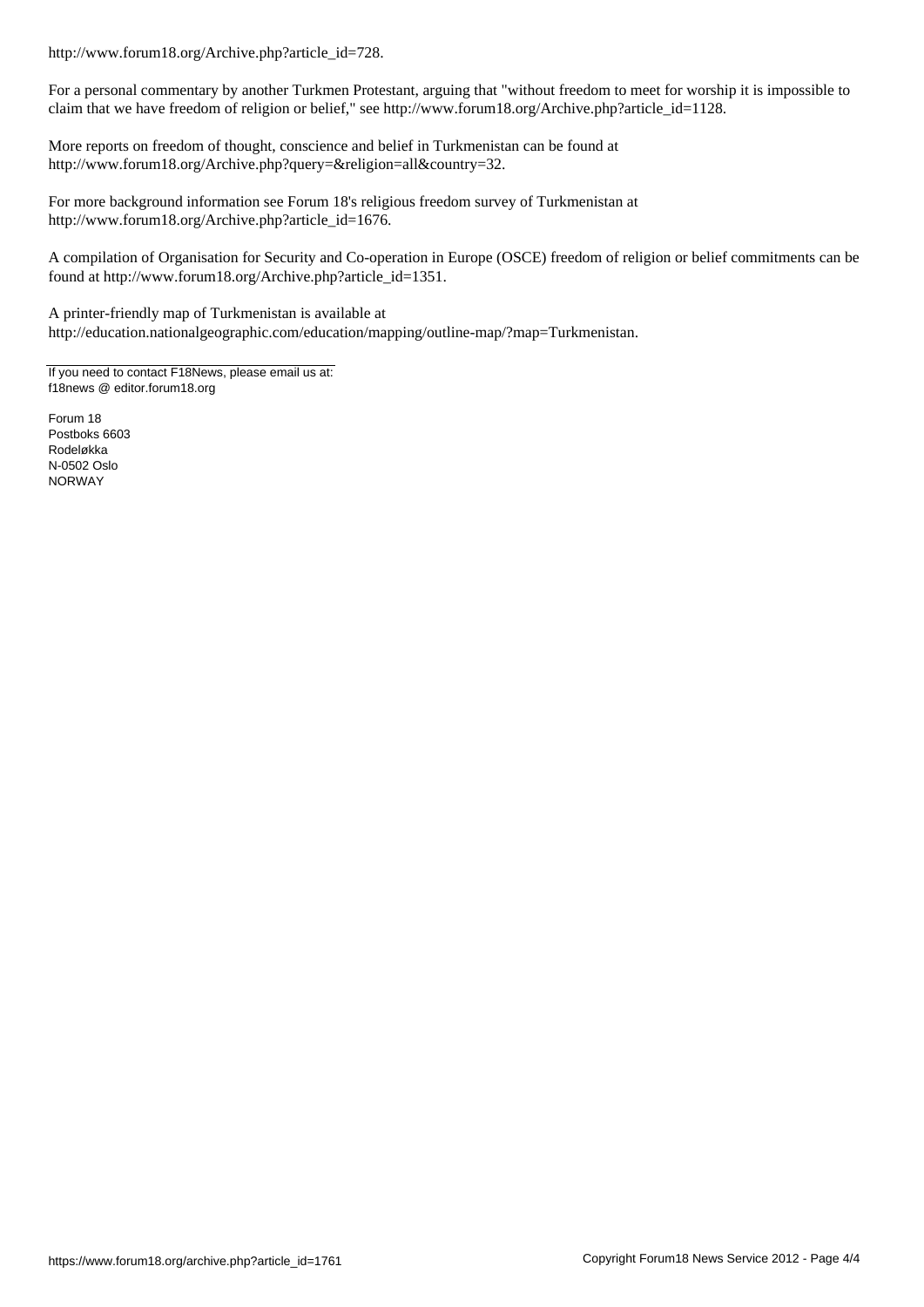http://www.forum18.org/Archive.php?article_id=728.

For a personal commentary by another Turkmen Protestant, arguing that "without freedom to meet for worship it is impossible to claim that we have freedom of religion or belief," see http://www.forum18.org/Archive.php?article_id=1128.

More reports on freedom of thought, conscience and belief in Turkmenistan can be found at http://www.forum18.org/Archive.php?query=&religion=all&country=32.

For more background information see Forum 18's religious freedom survey of Turkmenistan at http://www.forum18.org/Archive.php?article_id=1676.

A compilation of Organisation for Security and Co-operation in Europe (OSCE) freedom of religion or belief commitments can be found at http://www.forum18.org/Archive.php?article_id=1351.

A printer-friendly map of Turkmenistan is available at http://education.nationalgeographic.com/education/mapping/outline-map/?map=Turkmenistan.

---

If you need to contact F18News, please email us at:
f18news @ editor.forum18.org

Forum 18
Postboks 6603
Rodeløkka
N-0502 Oslo
NORWAY